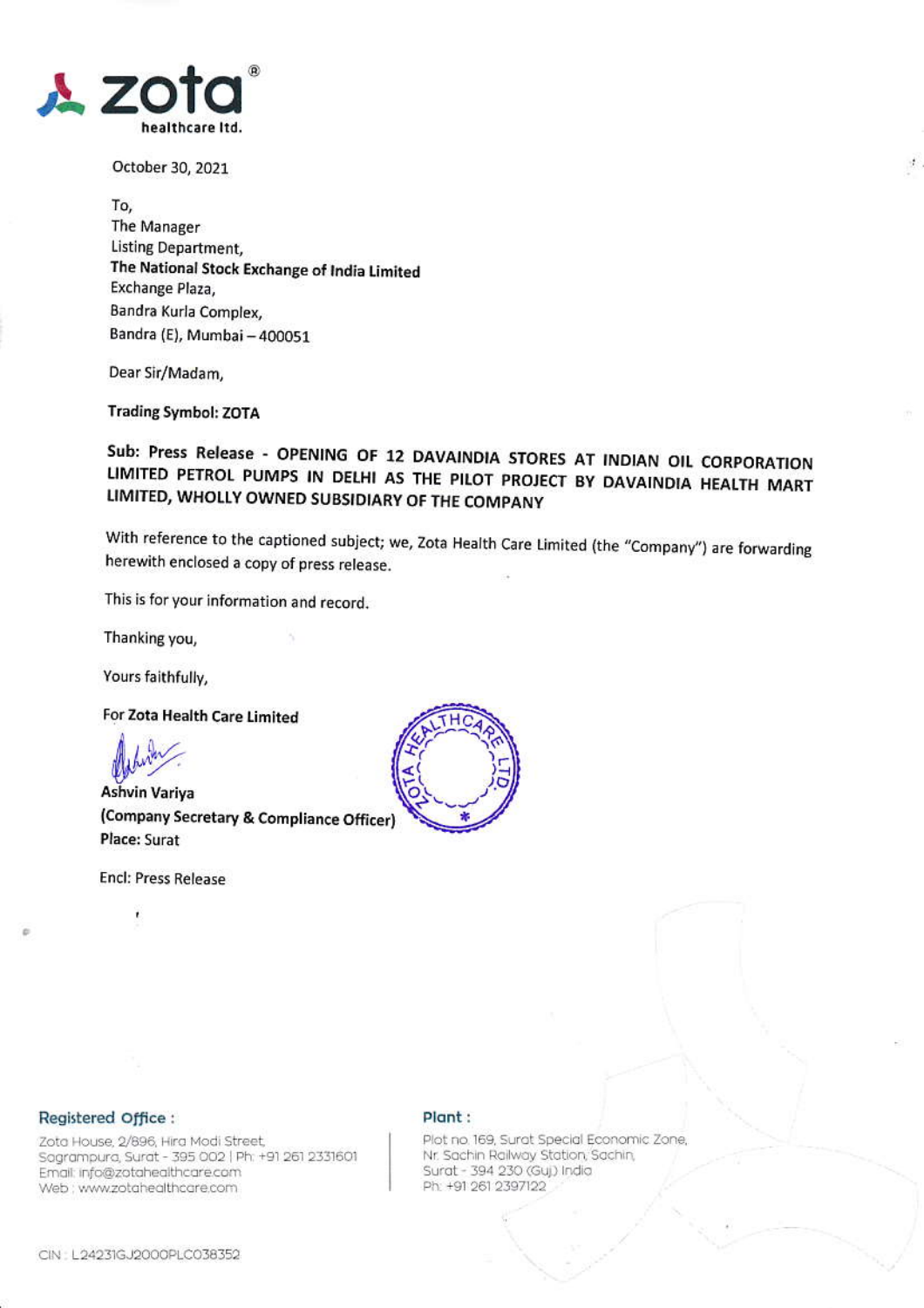**zota**
healthcare ltd.

October 30, 2021

To,
The Manager
Listing Department,
**The National Stock Exchange of India Limited**
Exchange Plaza,
Bandra Kurla Complex,
Bandra (E), Mumbai – 400051

Dear Sir/Madam,

**Trading Symbol: ZOTA**

**Sub: Press Release - OPENING OF 12 DAVAINDIA STORES AT INDIAN OIL CORPORATION LIMITED PETROL PUMPS IN DELHI AS THE PILOT PROJECT BY DAVAINDIA HEALTH MART LIMITED, WHOLLY OWNED SUBSIDIARY OF THE COMPANY**

With reference to the captioned subject; we, Zota Health Care Limited (the "Company") are forwarding herewith enclosed a copy of press release.

This is for your information and record.

Thanking you,

Yours faithfully,

For **Zota Health Care Limited**

**Ashvin Variya**
**(Company Secretary & Compliance Officer)**
**Place:** Surat

Encl: Press Release

**Registered Office :**
Zota House, 2/896, Hira Modi Street, Sagrampura, Surat - 395 002 | Ph: +91 261 2331601
Email: info@zotahealthcare.com
Web : www.zotahealthcare.com

**Plant :**
Plot no. 169, Surat Special Economic Zone, Nr. Sachin Railway Station, Sachin, Surat - 394 230 (Guj.) India
Ph: +91 261 2397122

CIN : L24231GJ2000PLC038352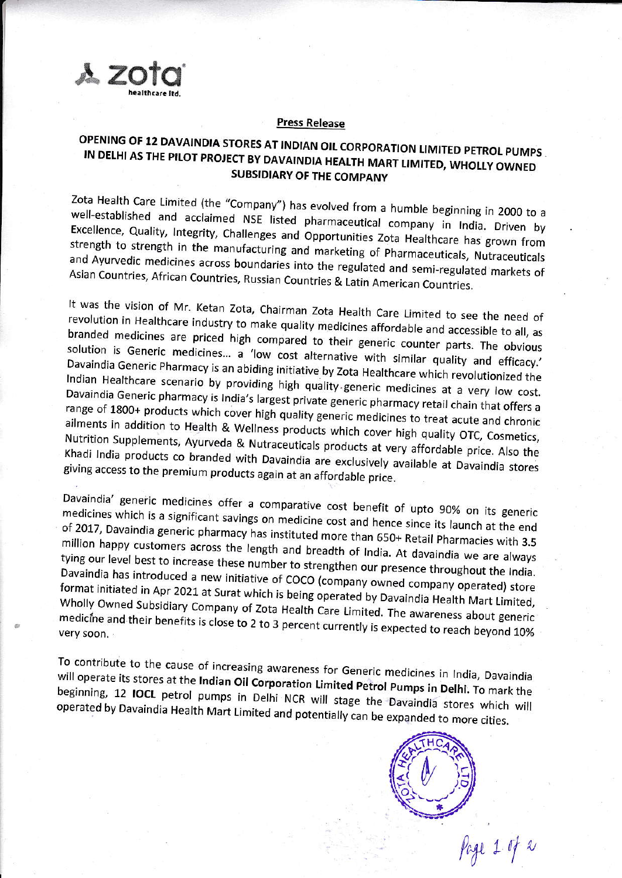## Press Release

# OPENING OF 12 DAVAINDIA STORES AT INDIAN OIL CORPORATION LIMITED PETROL PUMPS IN DELHI AS THE PILOT PROJECT BY DAVAINDIA HEALTH MART LIMITED, WHOLLY OWNED SUBSIDIARY OF THE COMPANY

Zota Health Care Limited (the "Company") has evolved from a humble beginning in 2000 to a well-established and acclaimed NSE listed pharmaceutical company in India. Driven by Excellence, Quality, Integrity, Challenges and Opportunities Zota Healthcare has grown from strength to strength in the manufacturing and marketing of Pharmaceuticals, Nutraceuticals and Ayurvedic medicines across boundaries into the regulated and semi-regulated markets of Asian Countries, African Countries, Russian Countries & Latin American Countries.

It was the vision of Mr. Ketan Zota, Chairman Zota Health Care Limited to see the need of revolution in Healthcare industry to make quality medicines affordable and accessible to all, as branded medicines are priced high compared to their generic counter parts. The obvious solution is Generic medicines... a 'low cost alternative with similar quality and efficacy.' Davaindia Generic Pharmacy is an abiding initiative by Zota Healthcare which revolutionized the Indian Healthcare scenario by providing high quality generic medicines at a very low cost. Davaindia Generic pharmacy is India's largest private generic pharmacy retail chain that offers a range of 1800+ products which cover high quality generic medicines to treat acute and chronic ailments in addition to Health & Wellness products which cover high quality OTC, Cosmetics, Nutrition Supplements, Ayurveda & Nutraceuticals products at very affordable price. Also the Khadi India products co branded with Davaindia are exclusively available at Davaindia stores giving access to the premium products again at an affordable price.

Davaindia' generic medicines offer a comparative cost benefit of upto 90% on its generic medicines which is a significant savings on medicine cost and hence since its launch at the end of 2017, Davaindia generic pharmacy has instituted more than 650+ Retail Pharmacies with 3.5 million happy customers across the length and breadth of India. At davaindia we are always tying our level best to increase these number to strengthen our presence throughout the India. Davaindia has introduced a new initiative of COCO (company owned company operated) store format initiated in Apr 2021 at Surat which is being operated by Davaindia Health Mart Limited, Wholly Owned Subsidiary Company of Zota Health Care Limited. The awareness about generic medicine and their benefits is close to 2 to 3 percent currently is expected to reach beyond 10% very soon.

To contribute to the cause of increasing awareness for Generic medicines in India, Davaindia will operate its stores at the **Indian Oil Corporation Limited Petrol Pumps in Delhi.** To mark the beginning, 12 **IOCL** petrol pumps in Delhi NCR will stage the Davaindia stores which will operated by Davaindia Health Mart Limited and potentially can be expanded to more cities.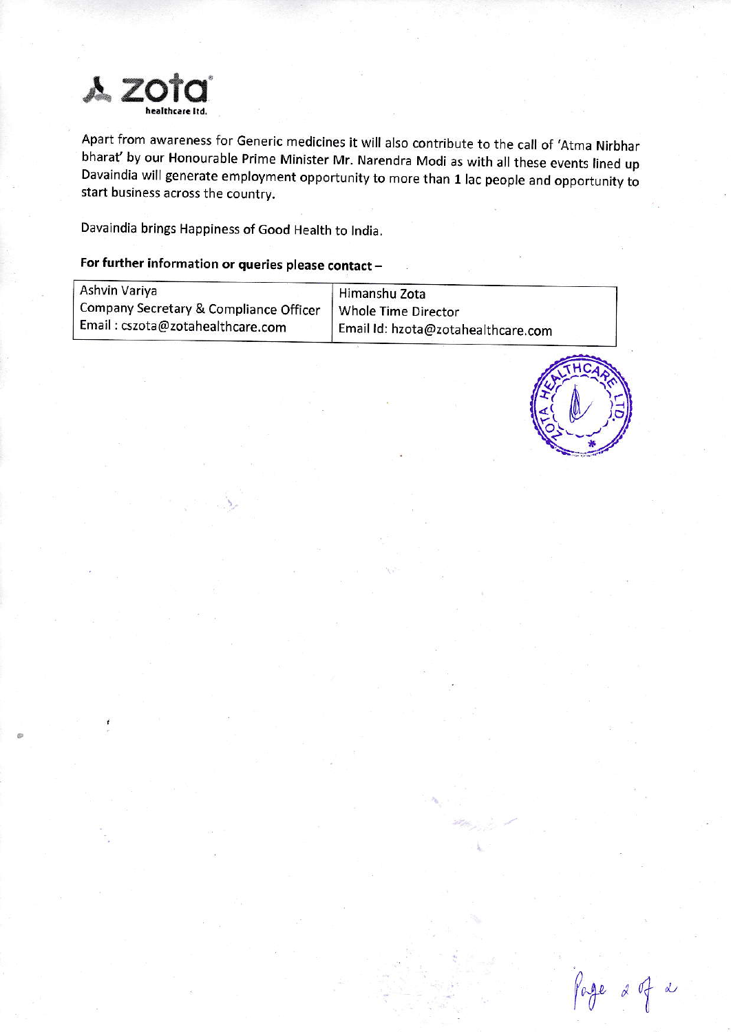Apart from awareness for Generic medicines it will also contribute to the call of 'Atma Nirbhar bharat' by our Honourable Prime Minister Mr. Narendra Modi as with all these events lined up Davaindia will generate employment opportunity to more than 1 lac people and opportunity to start business across the country.

Davaindia brings Happiness of Good Health to India.

**For further information or queries please contact –**

| | |
|---|---|
| Ashvin Variya<br>Company Secretary & Compliance Officer<br>Email : cszota@zotahealthcare.com | Himanshu Zota<br>Whole Time Director<br>Email Id: hzota@zotahealthcare.com |